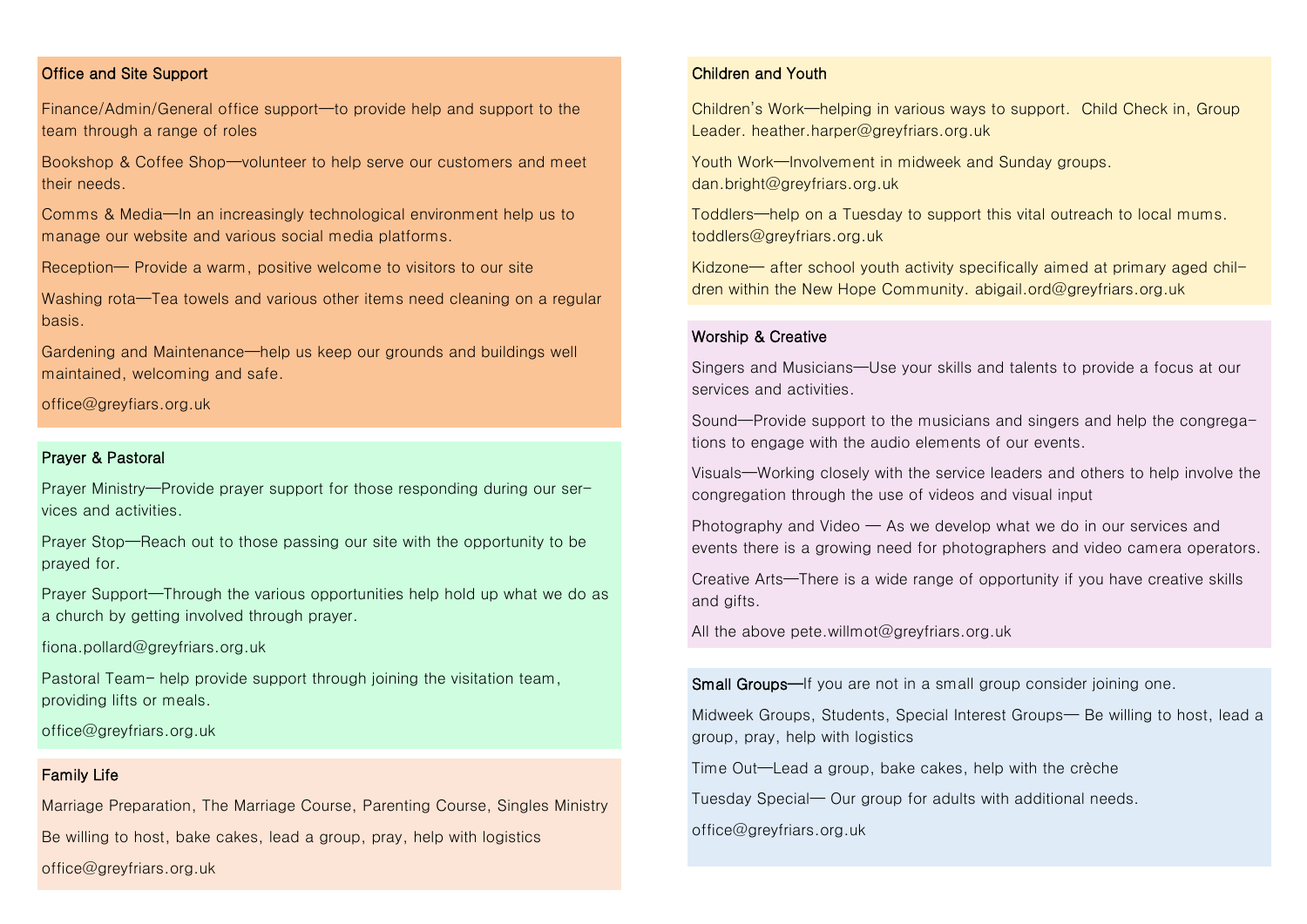## Office and Site Support

Finance/Admin/General office support—to provide help and support to the team through a range of roles

Bookshop & Coffee Shop—volunteer to help serve our customers and meet their needs.

Comms & Media—In an increasingly technological environment help us to manage our website and various social media platforms.

Reception— Provide a warm, positive welcome to visitors to our site

Washing rota—Tea towels and various other items need cleaning on a regular basis.

Gardening and Maintenance—help us keep our grounds and buildings well maintained, welcoming and safe.

office@greyfiars.org.uk

## Prayer & Pastoral

Prayer Ministry—Provide prayer support for those responding during our services and activities.

Prayer Stop—Reach out to those passing our site with the opportunity to be prayed for.

Prayer Support—Through the various opportunities help hold up what we do as a church by getting involved through prayer.

fiona.pollard@greyfriars.org.uk

Pastoral Team- help provide support through joining the visitation team, providing lifts or meals.

office@greyfriars.org.uk

## Family Life

Marriage Preparation, The Marriage Course, Parenting Course, Singles Ministry

Be willing to host, bake cakes, lead a group, pray, help with logistics

office@greyfriars.org.uk

## Children and Youth

Children's Work—helping in various ways to support. Child Check in, Group Leader. heather.harper@greyfriars.org.uk

Youth Work—Involvement in midweek and Sunday groups. dan.bright@greyfriars.org.uk

Toddlers—help on a Tuesday to support this vital outreach to local mums. toddlers@greyfriars.org.uk

Kidzone— after school youth activity specifically aimed at primary aged children within the New Hope Community. abigail.ord@greyfriars.org.uk

## Worship & Creative

Singers and Musicians—Use your skills and talents to provide a focus at our services and activities.

Sound—Provide support to the musicians and singers and help the congregations to engage with the audio elements of our events.

Visuals—Working closely with the service leaders and others to help involve the congregation through the use of videos and visual input

Photography and Video — As we develop what we do in our services and events there is a growing need for photographers and video camera operators.

Creative Arts—There is a wide range of opportunity if you have creative skills and gifts.

All the above pete.willmot@greyfriars.org.uk

## Small Groups—If you are not in a small group consider joining one.

Midweek Groups, Students, Special Interest Groups— Be willing to host, lead a group, pray, help with logistics

Time Out—Lead a group, bake cakes, help with the crèche

Tuesday Special— Our group for adults with additional needs.

office@greyfriars.org.uk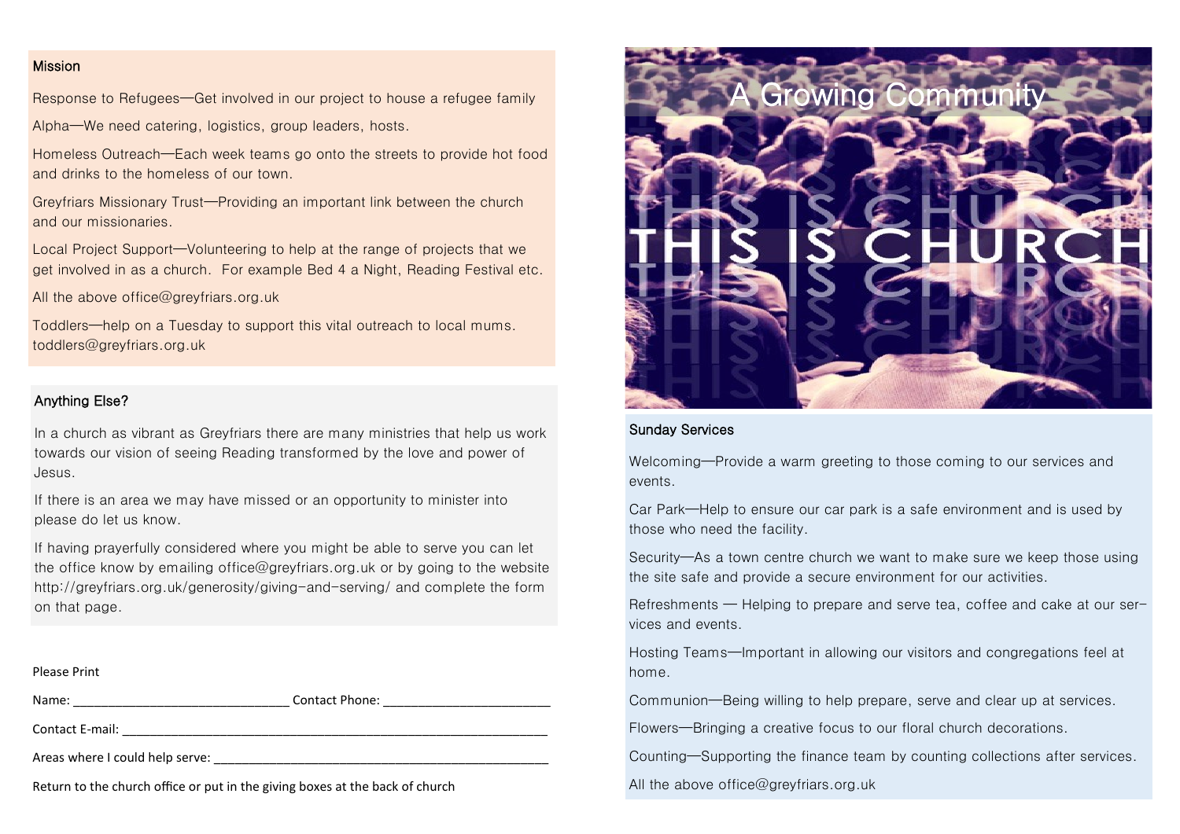## Mission

Response to Refugees—Get involved in our project to house a refugee family

Alpha—We need catering, logistics, group leaders, hosts.

Homeless Outreach—Each week teams go onto the streets to provide hot food and drinks to the homeless of our town.

Greyfriars Missionary Trust—Providing an important link between the church and our missionaries.

Local Project Support—Volunteering to help at the range of projects that we get involved in as a church. For example Bed 4 a Night, Reading Festival etc.

All the above office@greyfriars.org.uk

Toddlers—help on a Tuesday to support this vital outreach to local mums. toddlers@greyfriars.org.uk

## Anything Else?

In a church as vibrant as Greyfriars there are many ministries that help us work towards our vision of seeing Reading transformed by the love and power of Jesus.

If there is an area we may have missed or an opportunity to minister into please do let us know.

If having prayerfully considered where you might be able to serve you can let the office know by emailing office@greyfriars.org.uk or by going to the website http://greyfriars.org.uk/generosity/giving-and-serving/ and complete the form on that page.

Please Print

Name: _______________________________ Contact Phone: ________________________

Contact E-mail: ______________________________________________________________

Areas where I could help serve: __________________________________________________

Return to the church office or put in the giving boxes at the back of church

# A Growing Community

THIS IS CHURCH

## Sunday Services

Welcoming—Provide a warm greeting to those coming to our services and events.

Car Park—Help to ensure our car park is a safe environment and is used by those who need the facility.

Security—As a town centre church we want to make sure we keep those using the site safe and provide a secure environment for our activities.

Refreshments — Helping to prepare and serve tea, coffee and cake at our services and events.

Hosting Teams—Important in allowing our visitors and congregations feel at home.

Communion—Being willing to help prepare, serve and clear up at services.

Flowers—Bringing a creative focus to our floral church decorations.

Counting—Supporting the finance team by counting collections after services.

All the above office@greyfriars.org.uk